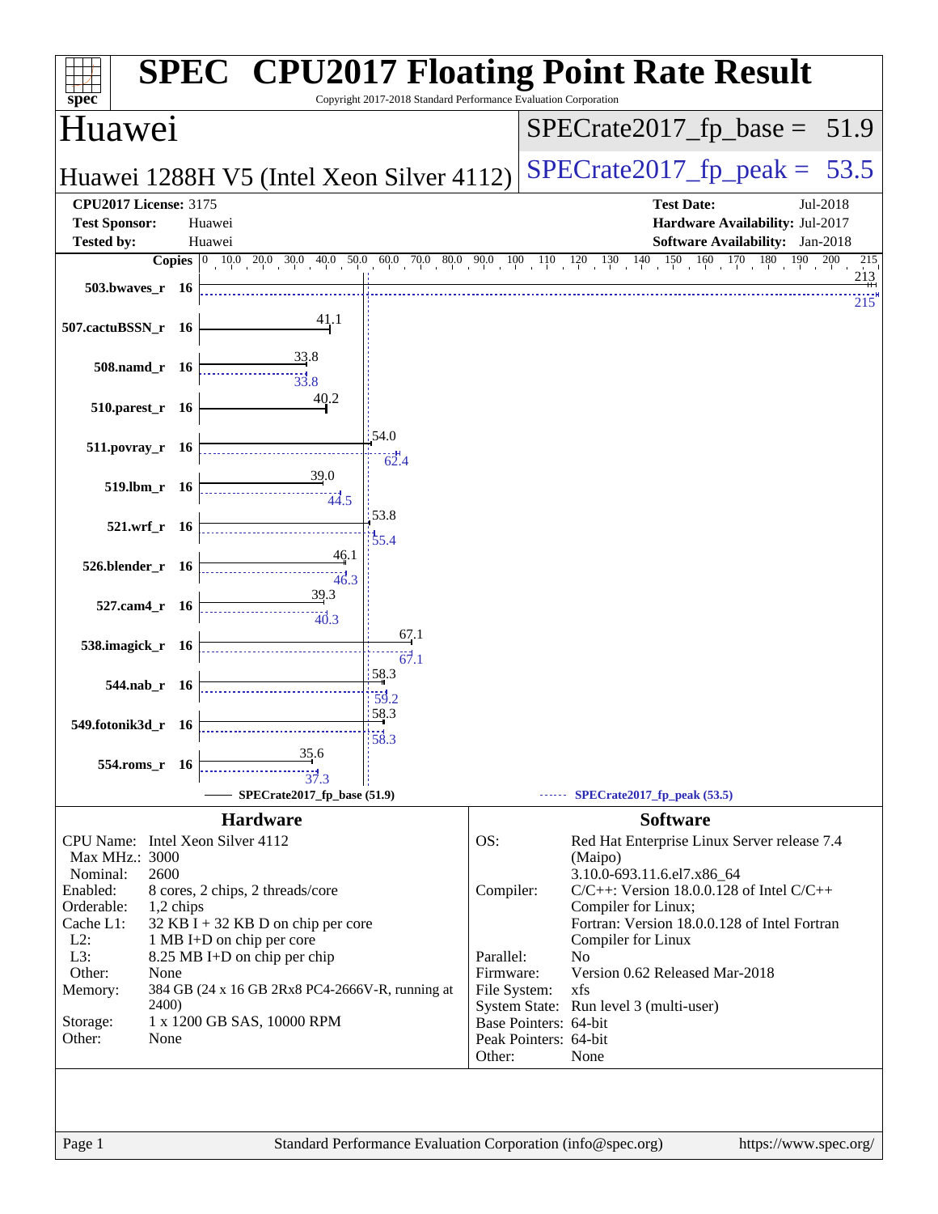# SPEC CPU2017 Floating Point Rate Result

Copyright 2017-2018 Standard Performance Evaluation Corporation

## Huawei

**Huawei 1288H V5 (Intel Xeon Silver 4112)**

SPECrate2017_fp_base = 51.9

SPECrate2017_fp_peak = 53.5

| | | | |
|---|---|---|---|
| **CPU2017 License:** | 3175 | **Test Date:** | Jul-2018 |
| **Test Sponsor:** | Huawei | **Hardware Availability:** | Jul-2017 |
| **Tested by:** | Huawei | **Software Availability:** | Jan-2018 |

| Benchmark | Copies | Base | Peak |
|---|---|---|---|
| 503.bwaves_r | 16 | 213 | 215 |
| 507.cactuBSSN_r | 16 | 41.1 | |
| 508.namd_r | 16 | 33.8 | 33.8 |
| 510.parest_r | 16 | 40.2 | |
| 511.povray_r | 16 | 54.0 | 62.4 |
| 519.lbm_r | 16 | 39.0 | 44.5 |
| 521.wrf_r | 16 | 53.8 | 55.4 |
| 526.blender_r | 16 | 46.1 | 46.3 |
| 527.cam4_r | 16 | 39.3 | 40.3 |
| 538.imagick_r | 16 | 67.1 | 67.1 |
| 544.nab_r | 16 | 58.3 | 59.2 |
| 549.fotonik3d_r | 16 | 58.3 | 58.3 |
| 554.roms_r | 16 | 35.6 | 37.3 |

SPECrate2017_fp_base (51.9) — SPECrate2017_fp_peak (53.5)

## Hardware

| | |
|---|---|
| CPU Name: | Intel Xeon Silver 4112 |
| Max MHz.: | 3000 |
| Nominal: | 2600 |
| Enabled: | 8 cores, 2 chips, 2 threads/core |
| Orderable: | 1,2 chips |
| Cache L1: | 32 KB I + 32 KB D on chip per core |
| L2: | 1 MB I+D on chip per core |
| L3: | 8.25 MB I+D on chip per chip |
| Other: | None |
| Memory: | 384 GB (24 x 16 GB 2Rx8 PC4-2666V-R, running at 2400) |
| Storage: | 1 x 1200 GB SAS, 10000 RPM |
| Other: | None |

## Software

| | |
|---|---|
| OS: | Red Hat Enterprise Linux Server release 7.4 (Maipo) 3.10.0-693.11.6.el7.x86_64 |
| Compiler: | C/C++: Version 18.0.0.128 of Intel C/C++ Compiler for Linux; Fortran: Version 18.0.0.128 of Intel Fortran Compiler for Linux |
| Parallel: | No |
| Firmware: | Version 0.62 Released Mar-2018 |
| File System: | xfs |
| System State: | Run level 3 (multi-user) |
| Base Pointers: | 64-bit |
| Peak Pointers: | 64-bit |
| Other: | None |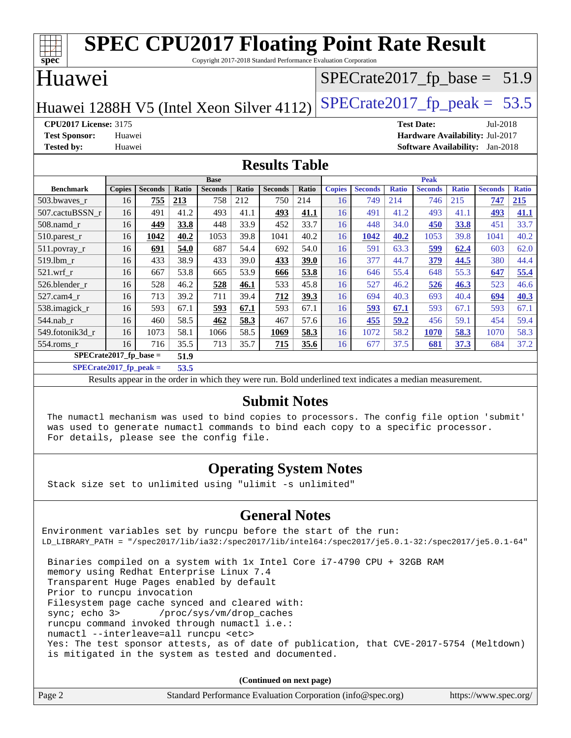# SPEC CPU2017 Floating Point Rate Result

Copyright 2017-2018 Standard Performance Evaluation Corporation

## Huawei

Huawei 1288H V5 (Intel Xeon Silver 4112)

SPECrate2017_fp_base = 51.9

SPECrate2017_fp_peak = 53.5

**CPU2017 License:** 3175
**Test Sponsor:** Huawei
**Tested by:** Huawei

**Test Date:** Jul-2018
**Hardware Availability:** Jul-2017
**Software Availability:** Jan-2018

## Results Table

| Benchmark | Base | | | | | | | Peak | | | | | | |
|---|---|---|---|---|---|---|---|---|---|---|---|---|---|---|
| | Copies | Seconds | Ratio | Seconds | Ratio | Seconds | Ratio | Copies | Seconds | Ratio | Seconds | Ratio | Seconds | Ratio |
| 503.bwaves_r | 16 | **755** | **213** | 758 | 212 | 750 | 214 | 16 | 749 | 214 | 746 | 215 | **747** | **215** |
| 507.cactuBSSN_r | 16 | 491 | 41.2 | 493 | 41.1 | **493** | **41.1** | 16 | 491 | 41.2 | 493 | 41.1 | **493** | **41.1** |
| 508.namd_r | 16 | **449** | **33.8** | 448 | 33.9 | 452 | 33.7 | 16 | 448 | 34.0 | **450** | **33.8** | 451 | 33.7 |
| 510.parest_r | 16 | **1042** | **40.2** | 1053 | 39.8 | 1041 | 40.2 | 16 | **1042** | **40.2** | 1053 | 39.8 | 1041 | 40.2 |
| 511.povray_r | 16 | **691** | **54.0** | 687 | 54.4 | 692 | 54.0 | 16 | 591 | 63.3 | **599** | **62.4** | 603 | 62.0 |
| 519.lbm_r | 16 | 433 | 38.9 | 433 | 39.0 | **433** | **39.0** | 16 | 377 | 44.7 | **379** | **44.5** | 380 | 44.4 |
| 521.wrf_r | 16 | 667 | 53.8 | 665 | 53.9 | **666** | **53.8** | 16 | 646 | 55.4 | 648 | 55.3 | **647** | **55.4** |
| 526.blender_r | 16 | 528 | 46.2 | **528** | **46.1** | 533 | 45.8 | 16 | 527 | 46.2 | **526** | **46.3** | 523 | 46.6 |
| 527.cam4_r | 16 | 713 | 39.2 | 711 | 39.4 | **712** | **39.3** | 16 | 694 | 40.3 | 693 | 40.4 | **694** | **40.3** |
| 538.imagick_r | 16 | 593 | 67.1 | **593** | **67.1** | 593 | 67.1 | 16 | **593** | **67.1** | 593 | 67.1 | 593 | 67.1 |
| 544.nab_r | 16 | 460 | 58.5 | **462** | **58.3** | 467 | 57.6 | 16 | **455** | **59.2** | 456 | 59.1 | 454 | 59.4 |
| 549.fotonik3d_r | 16 | 1073 | 58.1 | 1066 | 58.5 | **1069** | **58.3** | 16 | 1072 | 58.2 | **1070** | **58.3** | 1070 | 58.3 |
| 554.roms_r | 16 | 716 | 35.5 | 713 | 35.7 | **715** | **35.6** | 16 | 677 | 37.5 | **681** | **37.3** | 684 | 37.2 |

**SPECrate2017_fp_base = 51.9**

**SPECrate2017_fp_peak = 53.5**

Results appear in the order in which they were run. Bold underlined text indicates a median measurement.

## Submit Notes

```
The numactl mechanism was used to bind copies to processors. The config file option 'submit'
was used to generate numactl commands to bind each copy to a specific processor.
For details, please see the config file.
```

## Operating System Notes

```
Stack size set to unlimited using "ulimit -s unlimited"
```

## General Notes

```
Environment variables set by runcpu before the start of the run:
LD_LIBRARY_PATH = "/spec2017/lib/ia32:/spec2017/lib/intel64:/spec2017/je5.0.1-32:/spec2017/je5.0.1-64"

 Binaries compiled on a system with 1x Intel Core i7-4790 CPU + 32GB RAM
 memory using Redhat Enterprise Linux 7.4
 Transparent Huge Pages enabled by default
 Prior to runcpu invocation
 Filesystem page cache synced and cleared with:
 sync; echo 3>       /proc/sys/vm/drop_caches
 runcpu command invoked through numactl i.e.:
 numactl --interleave=all runcpu <etc>
 Yes: The test sponsor attests, as of date of publication, that CVE-2017-5754 (Meltdown)
 is mitigated in the system as tested and documented.
```

(Continued on next page)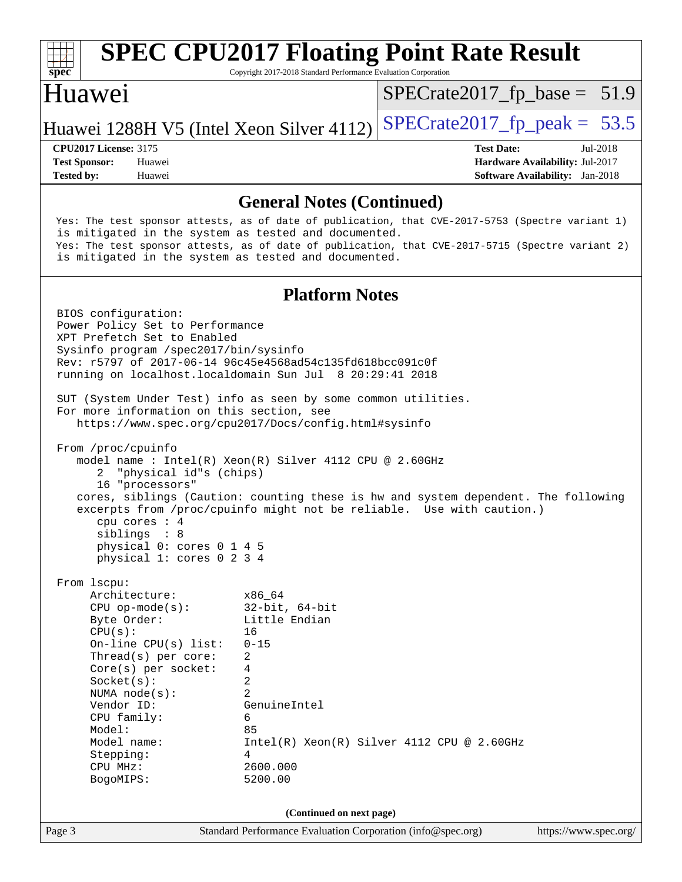# SPEC CPU2017 Floating Point Rate Result

Copyright 2017-2018 Standard Performance Evaluation Corporation

## Huawei

Huawei 1288H V5 (Intel Xeon Silver 4112)

SPECrate2017_fp_base = 51.9

SPECrate2017_fp_peak = 53.5

**CPU2017 License:** 3175
**Test Sponsor:** Huawei
**Tested by:** Huawei

**Test Date:** Jul-2018
**Hardware Availability:** Jul-2017
**Software Availability:** Jan-2018

### General Notes (Continued)

```
Yes: The test sponsor attests, as of date of publication, that CVE-2017-5753 (Spectre variant 1)
is mitigated in the system as tested and documented.
Yes: The test sponsor attests, as of date of publication, that CVE-2017-5715 (Spectre variant 2)
is mitigated in the system as tested and documented.
```

### Platform Notes

```
BIOS configuration:
Power Policy Set to Performance
XPT Prefetch Set to Enabled
Sysinfo program /spec2017/bin/sysinfo
Rev: r5797 of 2017-06-14 96c45e4568ad54c135fd618bcc091c0f
running on localhost.localdomain Sun Jul  8 20:29:41 2018

SUT (System Under Test) info as seen by some common utilities.
For more information on this section, see
   https://www.spec.org/cpu2017/Docs/config.html#sysinfo

From /proc/cpuinfo
   model name : Intel(R) Xeon(R) Silver 4112 CPU @ 2.60GHz
      2  "physical id"s (chips)
      16 "processors"
   cores, siblings (Caution: counting these is hw and system dependent. The following
   excerpts from /proc/cpuinfo might not be reliable.  Use with caution.)
      cpu cores : 4
      siblings  : 8
      physical 0: cores 0 1 4 5
      physical 1: cores 0 2 3 4

From lscpu:
     Architecture:          x86_64
     CPU op-mode(s):        32-bit, 64-bit
     Byte Order:            Little Endian
     CPU(s):                16
     On-line CPU(s) list:   0-15
     Thread(s) per core:    2
     Core(s) per socket:    4
     Socket(s):             2
     NUMA node(s):          2
     Vendor ID:             GenuineIntel
     CPU family:            6
     Model:                 85
     Model name:            Intel(R) Xeon(R) Silver 4112 CPU @ 2.60GHz
     Stepping:              4
     CPU MHz:               2600.000
     BogoMIPS:              5200.00
```

(Continued on next page)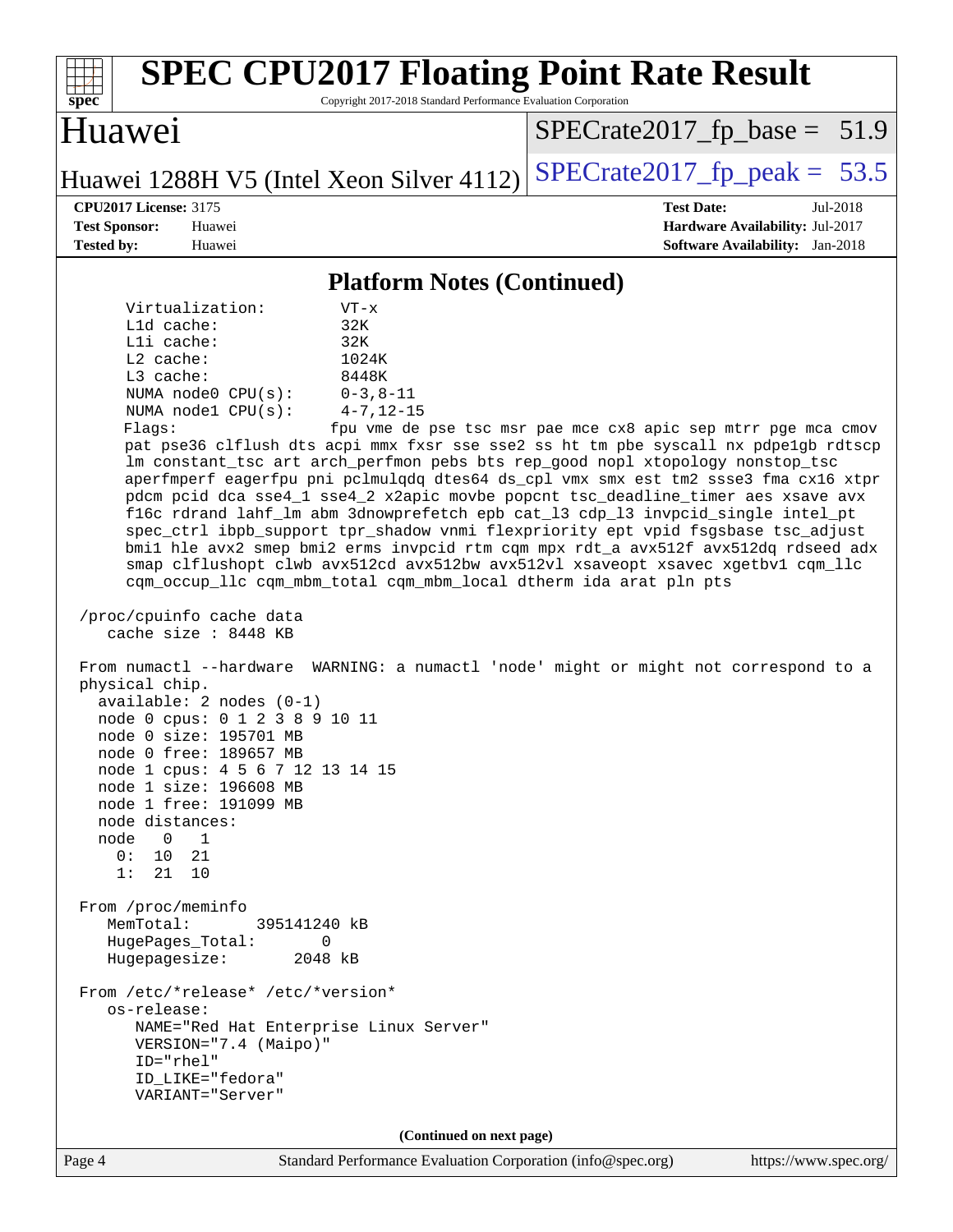## Platform Notes (Continued)

```
      Virtualization:        VT-x
      L1d cache:             32K
      L1i cache:             32K
      L2 cache:              1024K
      L3 cache:              8448K
      NUMA node0 CPU(s):     0-3,8-11
      NUMA node1 CPU(s):     4-7,12-15
      Flags:                fpu vme de pse tsc msr pae mce cx8 apic sep mtrr pge mca cmov
      pat pse36 clflush dts acpi mmx fxsr sse sse2 ss ht tm pbe syscall nx pdpe1gb rdtscp
      lm constant_tsc art arch_perfmon pebs bts rep_good nopl xtopology nonstop_tsc
      aperfmperf eagerfpu pni pclmulqdq dtes64 ds_cpl vmx smx est tm2 ssse3 fma cx16 xtpr
      pdcm pcid dca sse4_1 sse4_2 x2apic movbe popcnt tsc_deadline_timer aes xsave avx
      f16c rdrand lahf_lm abm 3dnowprefetch epb cat_l3 cdp_l3 invpcid_single intel_pt
      spec_ctrl ibpb_support tpr_shadow vnmi flexpriority ept vpid fsgsbase tsc_adjust
      bmi1 hle avx2 smep bmi2 erms invpcid rtm cqm mpx rdt_a avx512f avx512dq rdseed adx
      smap clflushopt clwb avx512cd avx512bw avx512vl xsaveopt xsavec xgetbv1 cqm_llc
      cqm_occup_llc cqm_mbm_total cqm_mbm_local dtherm ida arat pln pts

 /proc/cpuinfo cache data
    cache size : 8448 KB

 From numactl --hardware  WARNING: a numactl 'node' might or might not correspond to a
 physical chip.
   available: 2 nodes (0-1)
   node 0 cpus: 0 1 2 3 8 9 10 11
   node 0 size: 195701 MB
   node 0 free: 189657 MB
   node 1 cpus: 4 5 6 7 12 13 14 15
   node 1 size: 196608 MB
   node 1 free: 191099 MB
   node distances:
   node   0   1
     0:  10  21
     1:  21  10

 From /proc/meminfo
    MemTotal:       395141240 kB
    HugePages_Total:       0
    Hugepagesize:       2048 kB

 From /etc/*release* /etc/*version*
    os-release:
       NAME="Red Hat Enterprise Linux Server"
       VERSION="7.4 (Maipo)"
       ID="rhel"
       ID_LIKE="fedora"
       VARIANT="Server"
```

**(Continued on next page)**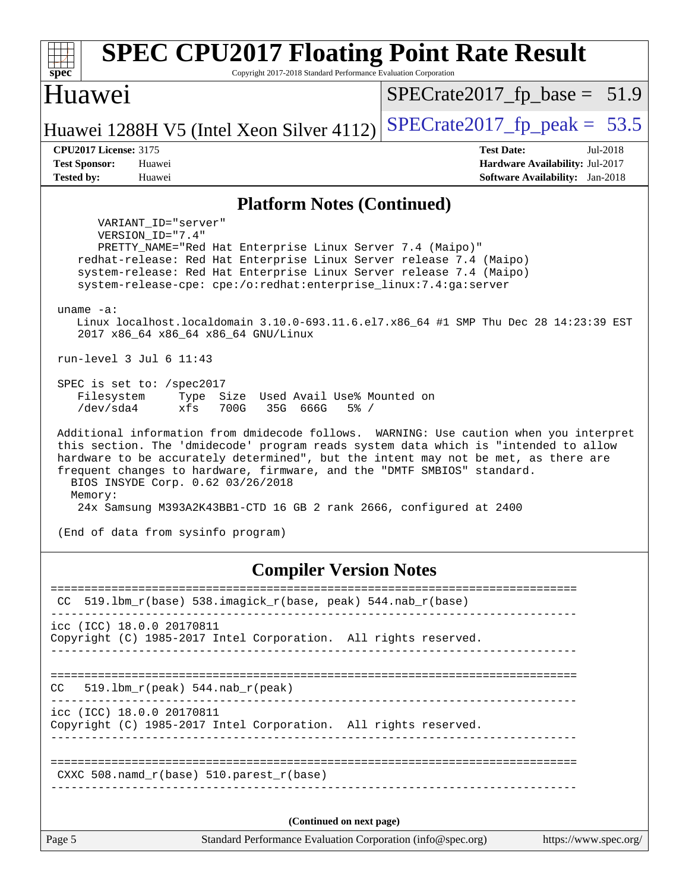## Platform Notes (Continued)

```
      VARIANT_ID="server"
      VERSION_ID="7.4"
      PRETTY_NAME="Red Hat Enterprise Linux Server 7.4 (Maipo)"
    redhat-release: Red Hat Enterprise Linux Server release 7.4 (Maipo)
    system-release: Red Hat Enterprise Linux Server release 7.4 (Maipo)
    system-release-cpe: cpe:/o:redhat:enterprise_linux:7.4:ga:server

 uname -a:
    Linux localhost.localdomain 3.10.0-693.11.6.el7.x86_64 #1 SMP Thu Dec 28 14:23:39 EST
    2017 x86_64 x86_64 x86_64 GNU/Linux

 run-level 3 Jul 6 11:43

 SPEC is set to: /spec2017
    Filesystem     Type  Size  Used Avail Use% Mounted on
    /dev/sda4      xfs   700G   35G  666G   5% /

 Additional information from dmidecode follows.  WARNING: Use caution when you interpret
 this section. The 'dmidecode' program reads system data which is "intended to allow
 hardware to be accurately determined", but the intent may not be met, as there are
 frequent changes to hardware, firmware, and the "DMTF SMBIOS" standard.
   BIOS INSYDE Corp. 0.62 03/26/2018
   Memory:
    24x Samsung M393A2K43BB1-CTD 16 GB 2 rank 2666, configured at 2400

 (End of data from sysinfo program)
```

## Compiler Version Notes

```
==============================================================================
 CC  519.lbm_r(base) 538.imagick_r(base, peak) 544.nab_r(base)
------------------------------------------------------------------------------
icc (ICC) 18.0.0 20170811
Copyright (C) 1985-2017 Intel Corporation.  All rights reserved.
------------------------------------------------------------------------------

==============================================================================
CC   519.lbm_r(peak) 544.nab_r(peak)
------------------------------------------------------------------------------
icc (ICC) 18.0.0 20170811
Copyright (C) 1985-2017 Intel Corporation.  All rights reserved.
------------------------------------------------------------------------------

==============================================================================
 CXXC 508.namd_r(base) 510.parest_r(base)
------------------------------------------------------------------------------
```

(Continued on next page)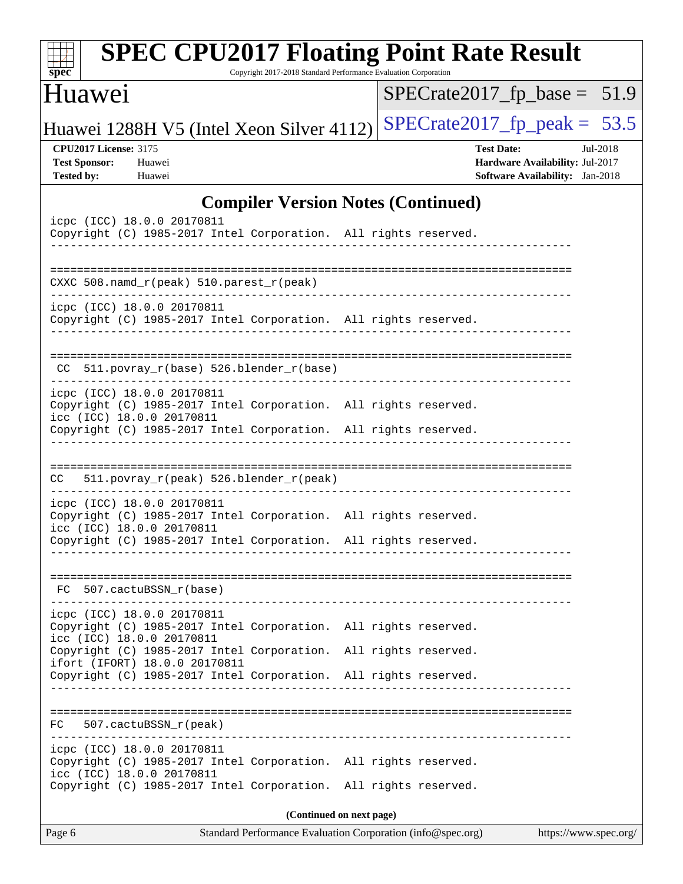## Compiler Version Notes (Continued)

```
icpc (ICC) 18.0.0 20170811
Copyright (C) 1985-2017 Intel Corporation.  All rights reserved.
------------------------------------------------------------------------------

==============================================================================
CXXC 508.namd_r(peak) 510.parest_r(peak)
------------------------------------------------------------------------------
icpc (ICC) 18.0.0 20170811
Copyright (C) 1985-2017 Intel Corporation.  All rights reserved.
------------------------------------------------------------------------------

==============================================================================
 CC  511.povray_r(base) 526.blender_r(base)
------------------------------------------------------------------------------
icpc (ICC) 18.0.0 20170811
Copyright (C) 1985-2017 Intel Corporation.  All rights reserved.
icc (ICC) 18.0.0 20170811
Copyright (C) 1985-2017 Intel Corporation.  All rights reserved.
------------------------------------------------------------------------------

==============================================================================
CC   511.povray_r(peak) 526.blender_r(peak)
------------------------------------------------------------------------------
icpc (ICC) 18.0.0 20170811
Copyright (C) 1985-2017 Intel Corporation.  All rights reserved.
icc (ICC) 18.0.0 20170811
Copyright (C) 1985-2017 Intel Corporation.  All rights reserved.
------------------------------------------------------------------------------

==============================================================================
 FC  507.cactuBSSN_r(base)
------------------------------------------------------------------------------
icpc (ICC) 18.0.0 20170811
Copyright (C) 1985-2017 Intel Corporation.  All rights reserved.
icc (ICC) 18.0.0 20170811
Copyright (C) 1985-2017 Intel Corporation.  All rights reserved.
ifort (IFORT) 18.0.0 20170811
Copyright (C) 1985-2017 Intel Corporation.  All rights reserved.
------------------------------------------------------------------------------

==============================================================================
FC   507.cactuBSSN_r(peak)
------------------------------------------------------------------------------
icpc (ICC) 18.0.0 20170811
Copyright (C) 1985-2017 Intel Corporation.  All rights reserved.
icc (ICC) 18.0.0 20170811
Copyright (C) 1985-2017 Intel Corporation.  All rights reserved.
```

**(Continued on next page)**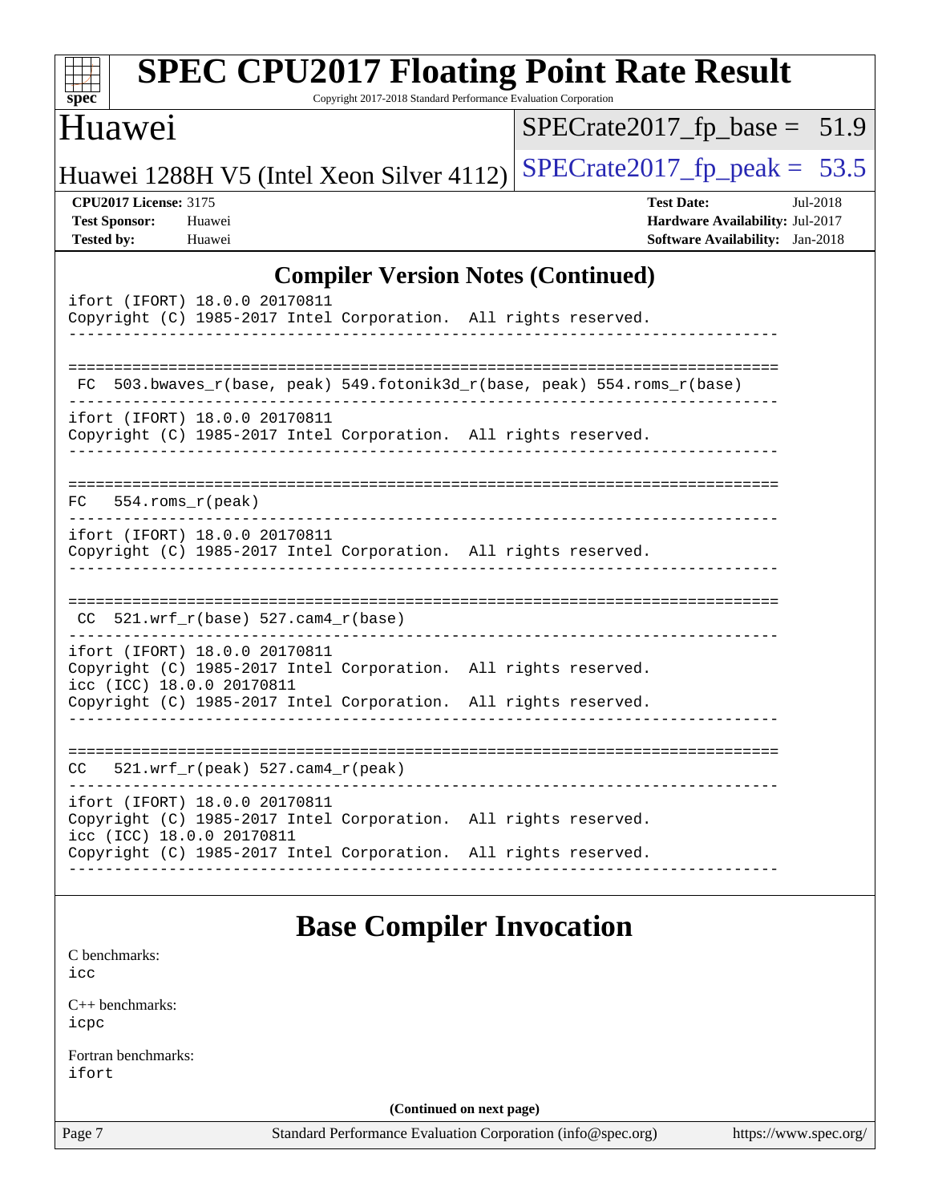## Compiler Version Notes (Continued)

```
ifort (IFORT) 18.0.0 20170811
Copyright (C) 1985-2017 Intel Corporation.  All rights reserved.
------------------------------------------------------------------------------

==============================================================================
 FC  503.bwaves_r(base, peak) 549.fotonik3d_r(base, peak) 554.roms_r(base)
------------------------------------------------------------------------------
ifort (IFORT) 18.0.0 20170811
Copyright (C) 1985-2017 Intel Corporation.  All rights reserved.
------------------------------------------------------------------------------

==============================================================================
FC   554.roms_r(peak)
------------------------------------------------------------------------------
ifort (IFORT) 18.0.0 20170811
Copyright (C) 1985-2017 Intel Corporation.  All rights reserved.
------------------------------------------------------------------------------

==============================================================================
 CC  521.wrf_r(base) 527.cam4_r(base)
------------------------------------------------------------------------------
ifort (IFORT) 18.0.0 20170811
Copyright (C) 1985-2017 Intel Corporation.  All rights reserved.
icc (ICC) 18.0.0 20170811
Copyright (C) 1985-2017 Intel Corporation.  All rights reserved.
------------------------------------------------------------------------------

==============================================================================
CC   521.wrf_r(peak) 527.cam4_r(peak)
------------------------------------------------------------------------------
ifort (IFORT) 18.0.0 20170811
Copyright (C) 1985-2017 Intel Corporation.  All rights reserved.
icc (ICC) 18.0.0 20170811
Copyright (C) 1985-2017 Intel Corporation.  All rights reserved.
------------------------------------------------------------------------------
```

## Base Compiler Invocation

C benchmarks:
icc

C++ benchmarks:
icpc

Fortran benchmarks:
ifort

**(Continued on next page)**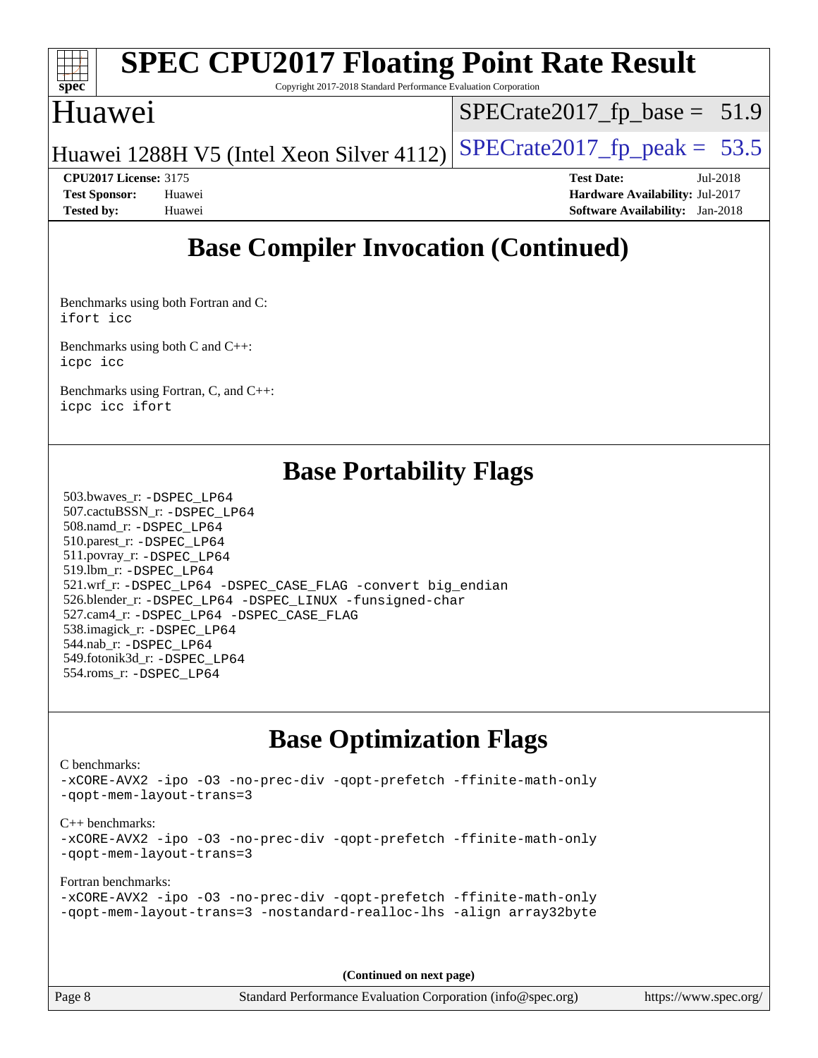## Base Compiler Invocation (Continued)

Benchmarks using both Fortran and C:
`ifort icc`

Benchmarks using both C and C++:
`icpc icc`

Benchmarks using Fortran, C, and C++:
`icpc icc ifort`

## Base Portability Flags

503.bwaves_r: `-DSPEC_LP64`
507.cactuBSSN_r: `-DSPEC_LP64`
508.namd_r: `-DSPEC_LP64`
510.parest_r: `-DSPEC_LP64`
511.povray_r: `-DSPEC_LP64`
519.lbm_r: `-DSPEC_LP64`
521.wrf_r: `-DSPEC_LP64 -DSPEC_CASE_FLAG -convert big_endian`
526.blender_r: `-DSPEC_LP64 -DSPEC_LINUX -funsigned-char`
527.cam4_r: `-DSPEC_LP64 -DSPEC_CASE_FLAG`
538.imagick_r: `-DSPEC_LP64`
544.nab_r: `-DSPEC_LP64`
549.fotonik3d_r: `-DSPEC_LP64`
554.roms_r: `-DSPEC_LP64`

## Base Optimization Flags

C benchmarks:
```
-xCORE-AVX2 -ipo -O3 -no-prec-div -qopt-prefetch -ffinite-math-only
-qopt-mem-layout-trans=3
```

C++ benchmarks:
```
-xCORE-AVX2 -ipo -O3 -no-prec-div -qopt-prefetch -ffinite-math-only
-qopt-mem-layout-trans=3
```

Fortran benchmarks:
```
-xCORE-AVX2 -ipo -O3 -no-prec-div -qopt-prefetch -ffinite-math-only
-qopt-mem-layout-trans=3 -nostandard-realloc-lhs -align array32byte
```

**(Continued on next page)**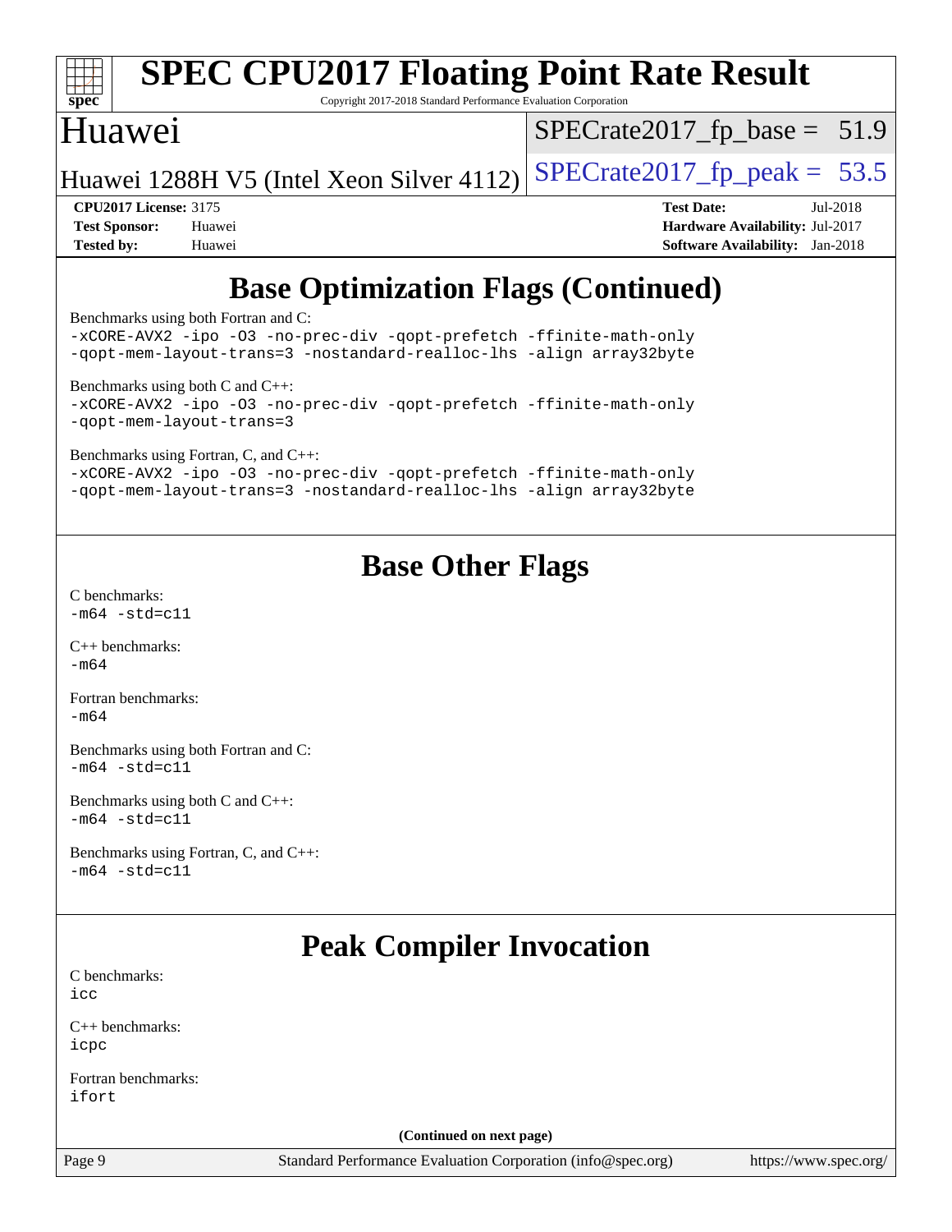## Base Optimization Flags (Continued)

Benchmarks using both Fortran and C:
```
-xCORE-AVX2 -ipo -O3 -no-prec-div -qopt-prefetch -ffinite-math-only
-qopt-mem-layout-trans=3 -nostandard-realloc-lhs -align array32byte
```

Benchmarks using both C and C++:
```
-xCORE-AVX2 -ipo -O3 -no-prec-div -qopt-prefetch -ffinite-math-only
-qopt-mem-layout-trans=3
```

Benchmarks using Fortran, C, and C++:
```
-xCORE-AVX2 -ipo -O3 -no-prec-div -qopt-prefetch -ffinite-math-only
-qopt-mem-layout-trans=3 -nostandard-realloc-lhs -align array32byte
```

## Base Other Flags

C benchmarks:
```
-m64 -std=c11
```

C++ benchmarks:
```
-m64
```

Fortran benchmarks:
```
-m64
```

Benchmarks using both Fortran and C:
```
-m64 -std=c11
```

Benchmarks using both C and C++:
```
-m64 -std=c11
```

Benchmarks using Fortran, C, and C++:
```
-m64 -std=c11
```

## Peak Compiler Invocation

C benchmarks:
```
icc
```

C++ benchmarks:
```
icpc
```

Fortran benchmarks:
```
ifort
```

**(Continued on next page)**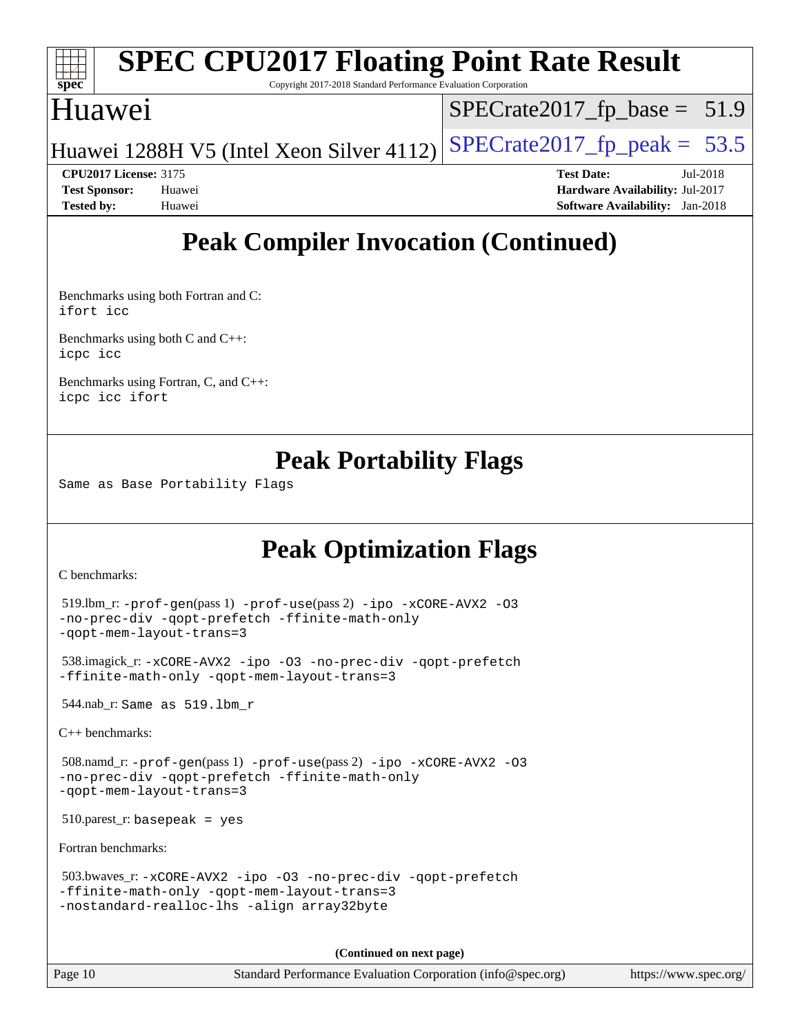# Peak Compiler Invocation (Continued)

Benchmarks using both Fortran and C:
```
ifort icc
```

Benchmarks using both C and C++:
```
icpc icc
```

Benchmarks using Fortran, C, and C++:
```
icpc icc ifort
```

# Peak Portability Flags

Same as Base Portability Flags

# Peak Optimization Flags

C benchmarks:

519.lbm_r: `-prof-gen`(pass 1) `-prof-use`(pass 2) `-ipo -xCORE-AVX2 -O3 -no-prec-div -qopt-prefetch -ffinite-math-only -qopt-mem-layout-trans=3`

538.imagick_r: `-xCORE-AVX2 -ipo -O3 -no-prec-div -qopt-prefetch -ffinite-math-only -qopt-mem-layout-trans=3`

544.nab_r: `Same as 519.lbm_r`

C++ benchmarks:

508.namd_r: `-prof-gen`(pass 1) `-prof-use`(pass 2) `-ipo -xCORE-AVX2 -O3 -no-prec-div -qopt-prefetch -ffinite-math-only -qopt-mem-layout-trans=3`

510.parest_r: `basepeak = yes`

Fortran benchmarks:

503.bwaves_r: `-xCORE-AVX2 -ipo -O3 -no-prec-div -qopt-prefetch -ffinite-math-only -qopt-mem-layout-trans=3 -nostandard-realloc-lhs -align array32byte`

**(Continued on next page)**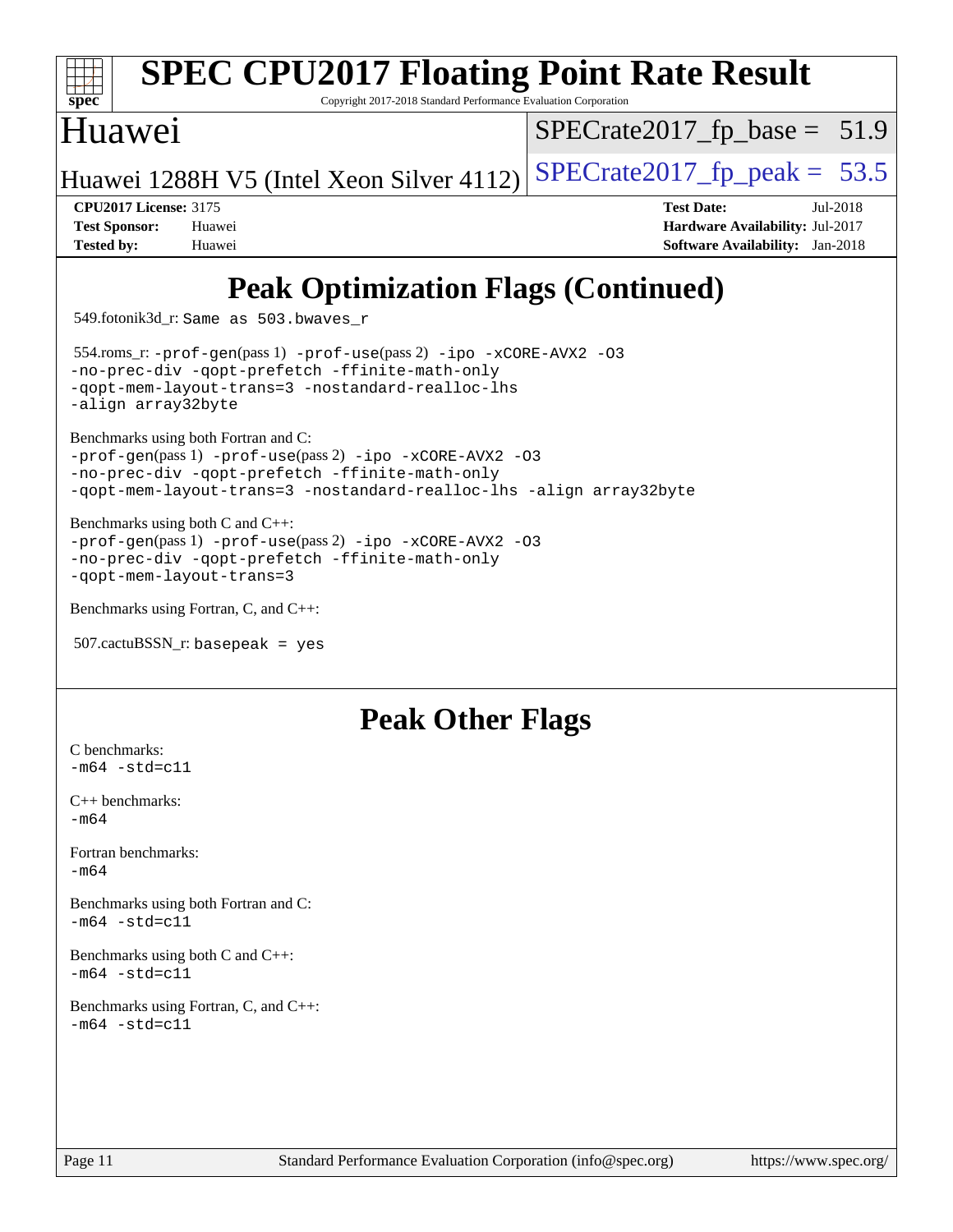# Peak Optimization Flags (Continued)

549.fotonik3d_r: `Same as 503.bwaves_r`

554.roms_r: `-prof-gen`(pass 1) `-prof-use`(pass 2) `-ipo -xCORE-AVX2 -O3 -no-prec-div -qopt-prefetch -ffinite-math-only -qopt-mem-layout-trans=3 -nostandard-realloc-lhs -align array32byte`

Benchmarks using both Fortran and C:
`-prof-gen`(pass 1) `-prof-use`(pass 2) `-ipo -xCORE-AVX2 -O3 -no-prec-div -qopt-prefetch -ffinite-math-only -qopt-mem-layout-trans=3 -nostandard-realloc-lhs -align array32byte`

Benchmarks using both C and C++:
`-prof-gen`(pass 1) `-prof-use`(pass 2) `-ipo -xCORE-AVX2 -O3 -no-prec-div -qopt-prefetch -ffinite-math-only -qopt-mem-layout-trans=3`

Benchmarks using Fortran, C, and C++:

507.cactuBSSN_r: `basepeak = yes`

# Peak Other Flags

C benchmarks:
`-m64 -std=c11`

C++ benchmarks:
`-m64`

Fortran benchmarks:
`-m64`

Benchmarks using both Fortran and C:
`-m64 -std=c11`

Benchmarks using both C and C++:
`-m64 -std=c11`

Benchmarks using Fortran, C, and C++:
`-m64 -std=c11`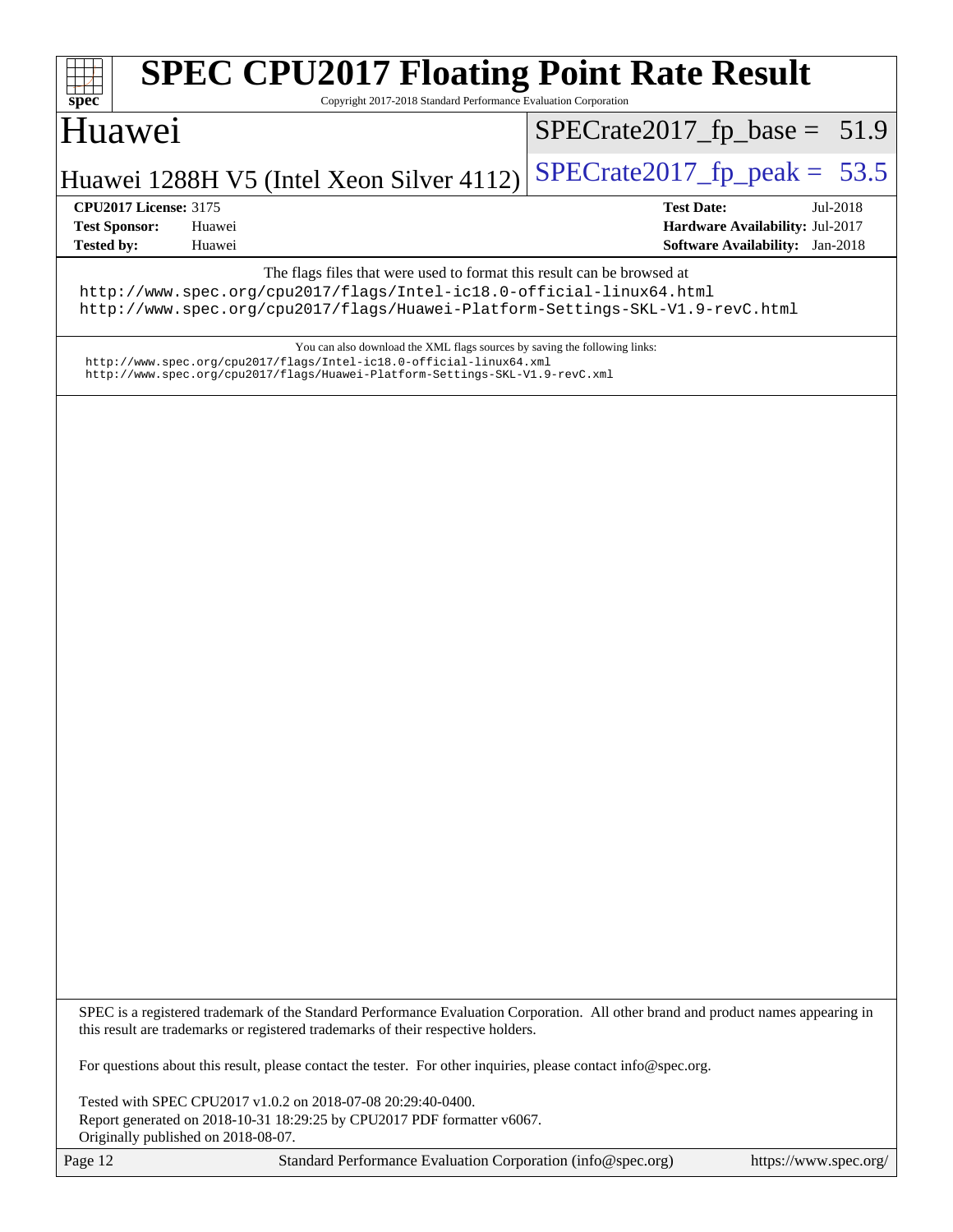The flags files that were used to format this result can be browsed at
http://www.spec.org/cpu2017/flags/Intel-ic18.0-official-linux64.html
http://www.spec.org/cpu2017/flags/Huawei-Platform-Settings-SKL-V1.9-revC.html

You can also download the XML flags sources by saving the following links:
http://www.spec.org/cpu2017/flags/Intel-ic18.0-official-linux64.xml
http://www.spec.org/cpu2017/flags/Huawei-Platform-Settings-SKL-V1.9-revC.xml

SPEC is a registered trademark of the Standard Performance Evaluation Corporation. All other brand and product names appearing in this result are trademarks or registered trademarks of their respective holders.

For questions about this result, please contact the tester. For other inquiries, please contact info@spec.org.

Tested with SPEC CPU2017 v1.0.2 on 2018-07-08 20:29:40-0400.
Report generated on 2018-10-31 18:29:25 by CPU2017 PDF formatter v6067.
Originally published on 2018-08-07.